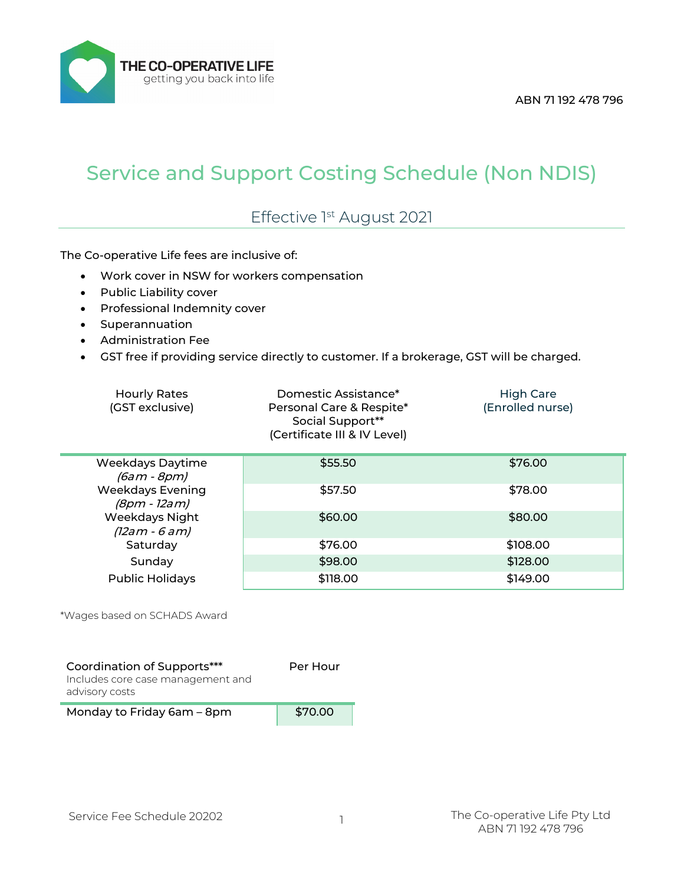THE CO-OPERATIVE LIFE
getting you back into life

ABN 71 192 478 796

# Service and Support Costing Schedule (Non NDIS)

## Effective 1st August 2021

The Co-operative Life fees are inclusive of:

- Work cover in NSW for workers compensation
- Public Liability cover
- Professional Indemnity cover
- Superannuation
- Administration Fee
- GST free if providing service directly to customer. If a brokerage, GST will be charged.

| Hourly Rates (GST exclusive) | Domestic Assistance* Personal Care & Respite* Social Support** (Certificate III & IV Level) | High Care (Enrolled nurse) |
|---|---|---|
| Weekdays Daytime *(6am - 8pm)* | $55.50 | $76.00 |
| Weekdays Evening *(8pm - 12am)* | $57.50 | $78.00 |
| Weekdays Night *(12am - 6 am)* | $60.00 | $80.00 |
| Saturday | $76.00 | $108.00 |
| Sunday | $98.00 | $128.00 |
| Public Holidays | $118.00 | $149.00 |

*Wages based on SCHADS Award

| Coordination of Supports*** Includes core case management and advisory costs | Per Hour |
|---|---|
| Monday to Friday 6am – 8pm | $70.00 |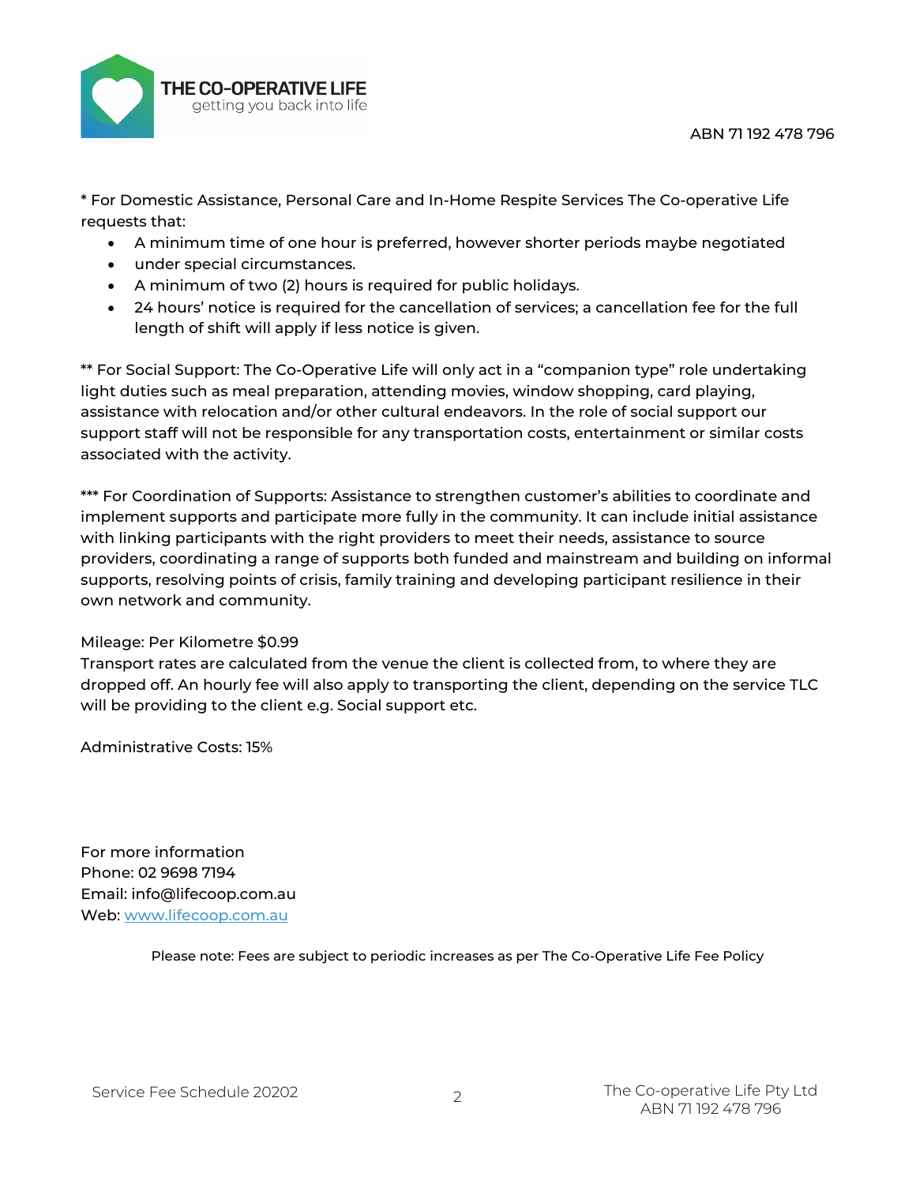* For Domestic Assistance, Personal Care and In-Home Respite Services The Co-operative Life requests that:

- A minimum time of one hour is preferred, however shorter periods maybe negotiated
- under special circumstances.
- A minimum of two (2) hours is required for public holidays.
- 24 hours' notice is required for the cancellation of services; a cancellation fee for the full length of shift will apply if less notice is given.

** For Social Support: The Co-Operative Life will only act in a "companion type" role undertaking light duties such as meal preparation, attending movies, window shopping, card playing, assistance with relocation and/or other cultural endeavors. In the role of social support our support staff will not be responsible for any transportation costs, entertainment or similar costs associated with the activity.

*** For Coordination of Supports: Assistance to strengthen customer's abilities to coordinate and implement supports and participate more fully in the community. It can include initial assistance with linking participants with the right providers to meet their needs, assistance to source providers, coordinating a range of supports both funded and mainstream and building on informal supports, resolving points of crisis, family training and developing participant resilience in their own network and community.

Mileage: Per Kilometre $0.99
Transport rates are calculated from the venue the client is collected from, to where they are dropped off. An hourly fee will also apply to transporting the client, depending on the service TLC will be providing to the client e.g. Social support etc.

Administrative Costs: 15%

For more information
Phone: 02 9698 7194
Email: info@lifecoop.com.au
Web: [www.lifecoop.com.au](http://www.lifecoop.com.au)

Please note: Fees are subject to periodic increases as per The Co-Operative Life Fee Policy